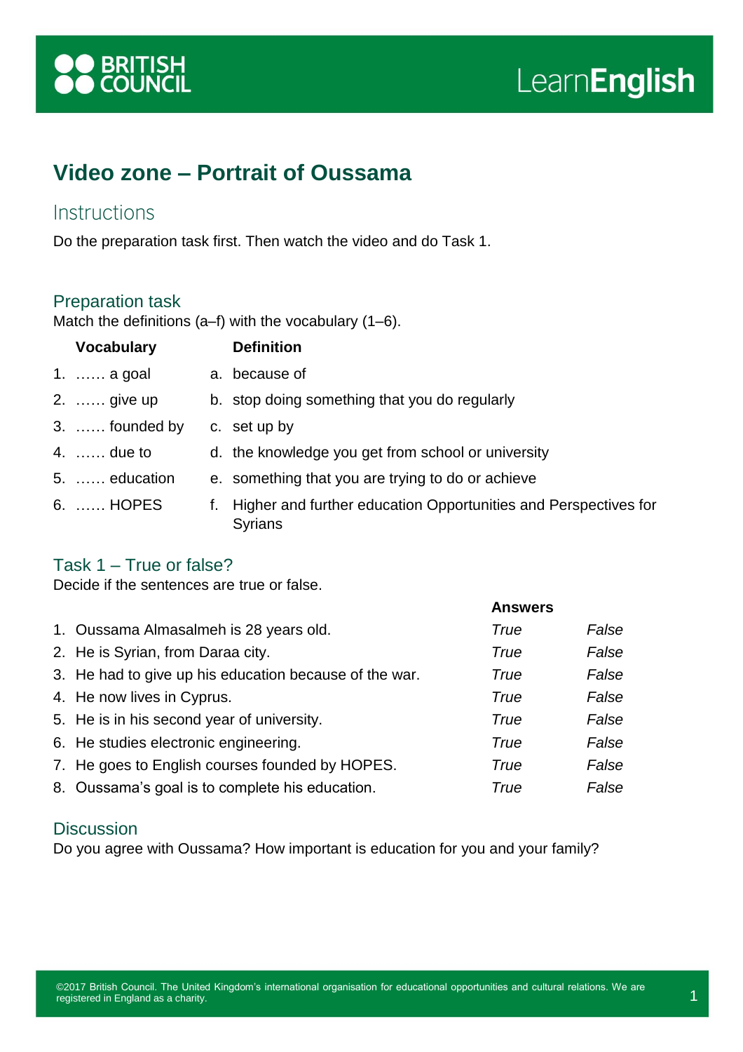# Video zone – Portrait of Oussama

## Instructions

Do the preparation task first. Then watch the video and do Task 1.

### Preparation task

Match the definitions (a–f) with the vocabulary (1–6).

| Vocabulary | Definition |
|---|---|
| 1. …… a goal | a. because of |
| 2. …… give up | b. stop doing something that you do regularly |
| 3. …… founded by | c. set up by |
| 4. …… due to | d. the knowledge you get from school or university |
| 5. …… education | e. something that you are trying to do or achieve |
| 6. …… HOPES | f. Higher and further education Opportunities and Perspectives for Syrians |

### Task 1 – True or false?

Decide if the sentences are true or false.

| | Answers | |
|---|---|---|
| 1. Oussama Almasalmeh is 28 years old. | *True* | *False* |
| 2. He is Syrian, from Daraa city. | *True* | *False* |
| 3. He had to give up his education because of the war. | *True* | *False* |
| 4. He now lives in Cyprus. | *True* | *False* |
| 5. He is in his second year of university. | *True* | *False* |
| 6. He studies electronic engineering. | *True* | *False* |
| 7. He goes to English courses founded by HOPES. | *True* | *False* |
| 8. Oussama's goal is to complete his education. | *True* | *False* |

### Discussion

Do you agree with Oussama? How important is education for you and your family?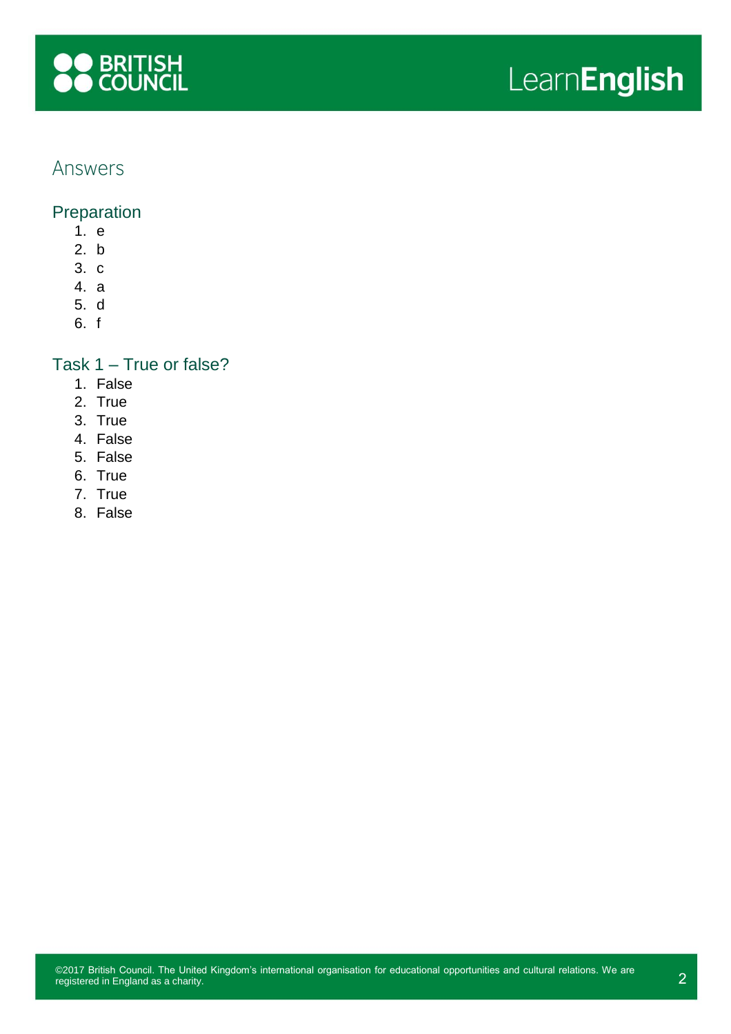# Answers

## Preparation

1. e
2. b
3. c
4. a
5. d
6. f

## Task 1 – True or false?

1. False
2. True
3. True
4. False
5. False
6. True
7. True
8. False